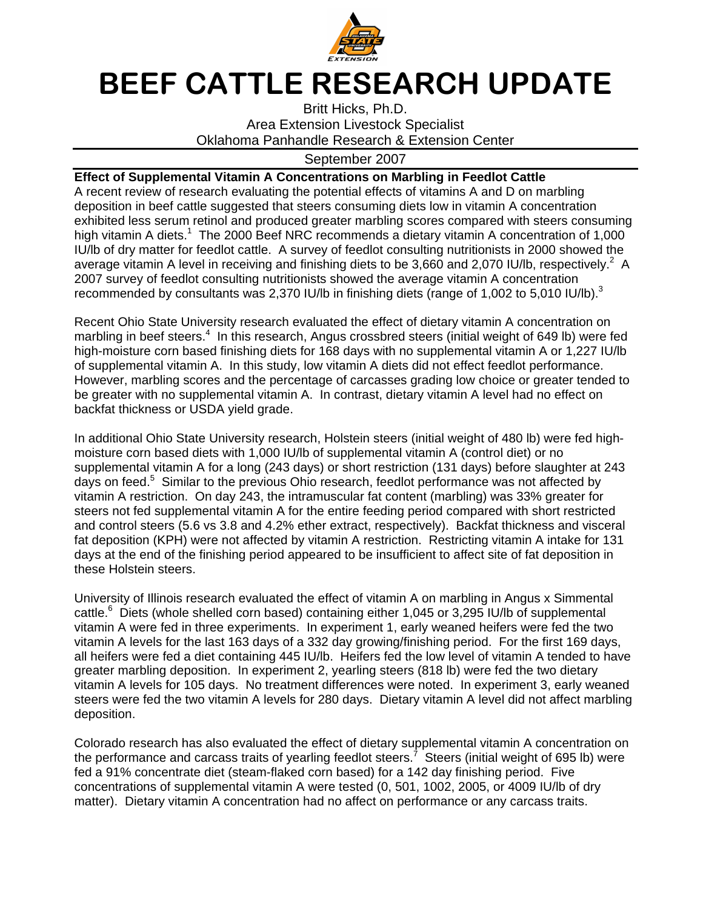# BEEF CATTLE RESEARCH UPDATE

Britt Hicks, Ph.D.
Area Extension Livestock Specialist
Oklahoma Panhandle Research & Extension Center

September 2007

**Effect of Supplemental Vitamin A Concentrations on Marbling in Feedlot Cattle**

A recent review of research evaluating the potential effects of vitamins A and D on marbling deposition in beef cattle suggested that steers consuming diets low in vitamin A concentration exhibited less serum retinol and produced greater marbling scores compared with steers consuming high vitamin A diets.[1] The 2000 Beef NRC recommends a dietary vitamin A concentration of 1,000 IU/lb of dry matter for feedlot cattle. A survey of feedlot consulting nutritionists in 2000 showed the average vitamin A level in receiving and finishing diets to be 3,660 and 2,070 IU/lb, respectively.[2] A 2007 survey of feedlot consulting nutritionists showed the average vitamin A concentration recommended by consultants was 2,370 IU/lb in finishing diets (range of 1,002 to 5,010 IU/lb).[3]

Recent Ohio State University research evaluated the effect of dietary vitamin A concentration on marbling in beef steers.[4] In this research, Angus crossbred steers (initial weight of 649 lb) were fed high-moisture corn based finishing diets for 168 days with no supplemental vitamin A or 1,227 IU/lb of supplemental vitamin A. In this study, low vitamin A diets did not effect feedlot performance. However, marbling scores and the percentage of carcasses grading low choice or greater tended to be greater with no supplemental vitamin A. In contrast, dietary vitamin A level had no effect on backfat thickness or USDA yield grade.

In additional Ohio State University research, Holstein steers (initial weight of 480 lb) were fed high-moisture corn based diets with 1,000 IU/lb of supplemental vitamin A (control diet) or no supplemental vitamin A for a long (243 days) or short restriction (131 days) before slaughter at 243 days on feed.[5] Similar to the previous Ohio research, feedlot performance was not affected by vitamin A restriction. On day 243, the intramuscular fat content (marbling) was 33% greater for steers not fed supplemental vitamin A for the entire feeding period compared with short restricted and control steers (5.6 vs 3.8 and 4.2% ether extract, respectively). Backfat thickness and visceral fat deposition (KPH) were not affected by vitamin A restriction. Restricting vitamin A intake for 131 days at the end of the finishing period appeared to be insufficient to affect site of fat deposition in these Holstein steers.

University of Illinois research evaluated the effect of vitamin A on marbling in Angus x Simmental cattle.[6] Diets (whole shelled corn based) containing either 1,045 or 3,295 IU/lb of supplemental vitamin A were fed in three experiments. In experiment 1, early weaned heifers were fed the two vitamin A levels for the last 163 days of a 332 day growing/finishing period. For the first 169 days, all heifers were fed a diet containing 445 IU/lb. Heifers fed the low level of vitamin A tended to have greater marbling deposition. In experiment 2, yearling steers (818 lb) were fed the two dietary vitamin A levels for 105 days. No treatment differences were noted. In experiment 3, early weaned steers were fed the two vitamin A levels for 280 days. Dietary vitamin A level did not affect marbling deposition.

Colorado research has also evaluated the effect of dietary supplemental vitamin A concentration on the performance and carcass traits of yearling feedlot steers.[7] Steers (initial weight of 695 lb) were fed a 91% concentrate diet (steam-flaked corn based) for a 142 day finishing period. Five concentrations of supplemental vitamin A were tested (0, 501, 1002, 2005, or 4009 IU/lb of dry matter). Dietary vitamin A concentration had no affect on performance or any carcass traits.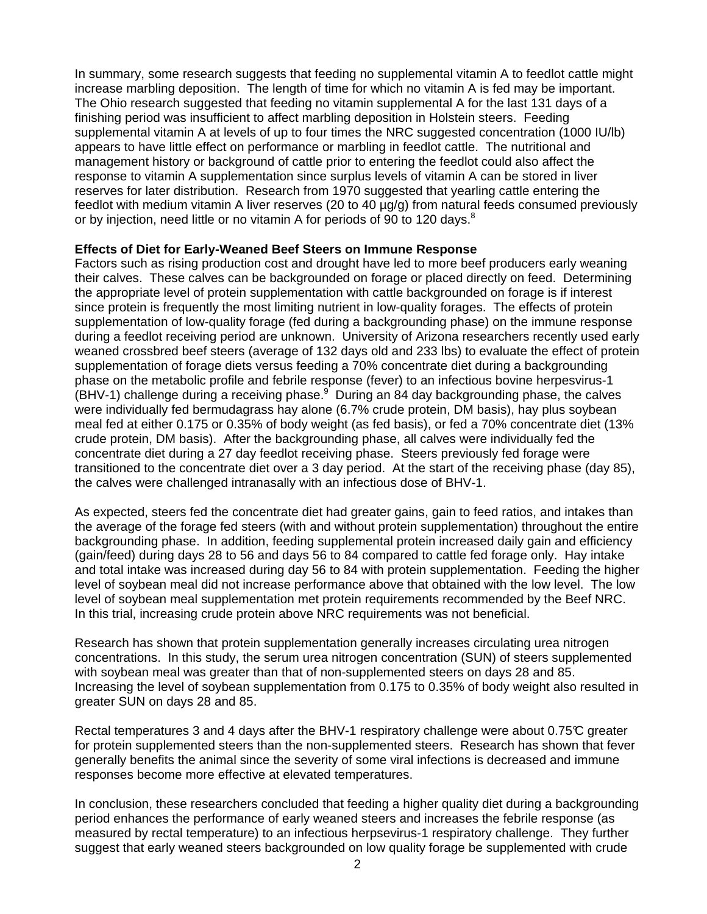In summary, some research suggests that feeding no supplemental vitamin A to feedlot cattle might increase marbling deposition. The length of time for which no vitamin A is fed may be important. The Ohio research suggested that feeding no vitamin supplemental A for the last 131 days of a finishing period was insufficient to affect marbling deposition in Holstein steers. Feeding supplemental vitamin A at levels of up to four times the NRC suggested concentration (1000 IU/lb) appears to have little effect on performance or marbling in feedlot cattle. The nutritional and management history or background of cattle prior to entering the feedlot could also affect the response to vitamin A supplementation since surplus levels of vitamin A can be stored in liver reserves for later distribution. Research from 1970 suggested that yearling cattle entering the feedlot with medium vitamin A liver reserves (20 to 40 µg/g) from natural feeds consumed previously or by injection, need little or no vitamin A for periods of 90 to 120 days.[8]

**Effects of Diet for Early-Weaned Beef Steers on Immune Response**

Factors such as rising production cost and drought have led to more beef producers early weaning their calves. These calves can be backgrounded on forage or placed directly on feed. Determining the appropriate level of protein supplementation with cattle backgrounded on forage is if interest since protein is frequently the most limiting nutrient in low-quality forages. The effects of protein supplementation of low-quality forage (fed during a backgrounding phase) on the immune response during a feedlot receiving period are unknown. University of Arizona researchers recently used early weaned crossbred beef steers (average of 132 days old and 233 lbs) to evaluate the effect of protein supplementation of forage diets versus feeding a 70% concentrate diet during a backgrounding phase on the metabolic profile and febrile response (fever) to an infectious bovine herpesvirus-1 (BHV-1) challenge during a receiving phase.[9] During an 84 day backgrounding phase, the calves were individually fed bermudagrass hay alone (6.7% crude protein, DM basis), hay plus soybean meal fed at either 0.175 or 0.35% of body weight (as fed basis), or fed a 70% concentrate diet (13% crude protein, DM basis). After the backgrounding phase, all calves were individually fed the concentrate diet during a 27 day feedlot receiving phase. Steers previously fed forage were transitioned to the concentrate diet over a 3 day period. At the start of the receiving phase (day 85), the calves were challenged intranasally with an infectious dose of BHV-1.

As expected, steers fed the concentrate diet had greater gains, gain to feed ratios, and intakes than the average of the forage fed steers (with and without protein supplementation) throughout the entire backgrounding phase. In addition, feeding supplemental protein increased daily gain and efficiency (gain/feed) during days 28 to 56 and days 56 to 84 compared to cattle fed forage only. Hay intake and total intake was increased during day 56 to 84 with protein supplementation. Feeding the higher level of soybean meal did not increase performance above that obtained with the low level. The low level of soybean meal supplementation met protein requirements recommended by the Beef NRC. In this trial, increasing crude protein above NRC requirements was not beneficial.

Research has shown that protein supplementation generally increases circulating urea nitrogen concentrations. In this study, the serum urea nitrogen concentration (SUN) of steers supplemented with soybean meal was greater than that of non-supplemented steers on days 28 and 85. Increasing the level of soybean supplementation from 0.175 to 0.35% of body weight also resulted in greater SUN on days 28 and 85.

Rectal temperatures 3 and 4 days after the BHV-1 respiratory challenge were about 0.75℃ greater for protein supplemented steers than the non-supplemented steers. Research has shown that fever generally benefits the animal since the severity of some viral infections is decreased and immune responses become more effective at elevated temperatures.

In conclusion, these researchers concluded that feeding a higher quality diet during a backgrounding period enhances the performance of early weaned steers and increases the febrile response (as measured by rectal temperature) to an infectious herpsevirus-1 respiratory challenge. They further suggest that early weaned steers backgrounded on low quality forage be supplemented with crude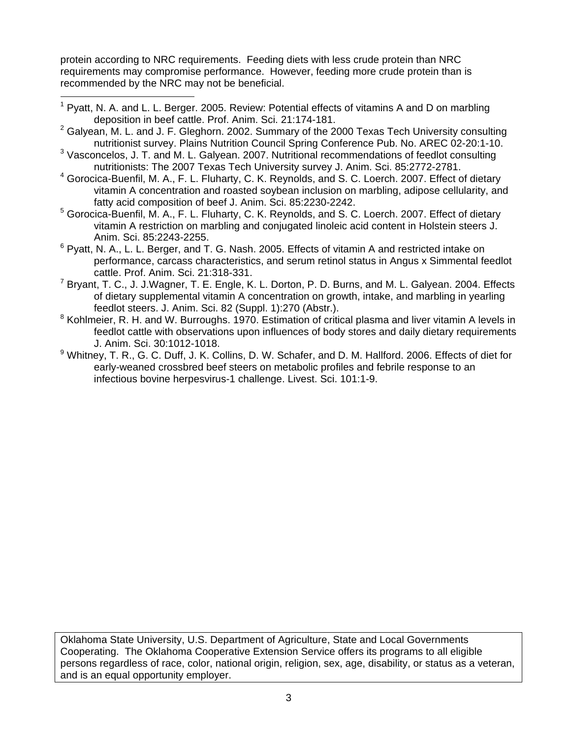protein according to NRC requirements. Feeding diets with less crude protein than NRC requirements may compromise performance. However, feeding more crude protein than is recommended by the NRC may not be beneficial.

---

[1] Pyatt, N. A. and L. L. Berger. 2005. Review: Potential effects of vitamins A and D on marbling deposition in beef cattle. Prof. Anim. Sci. 21:174-181.

[2] Galyean, M. L. and J. F. Gleghorn. 2002. Summary of the 2000 Texas Tech University consulting nutritionist survey. Plains Nutrition Council Spring Conference Pub. No. AREC 02-20:1-10.

[3] Vasconcelos, J. T. and M. L. Galyean. 2007. Nutritional recommendations of feedlot consulting nutritionists: The 2007 Texas Tech University survey J. Anim. Sci. 85:2772-2781.

[4] Gorocica-Buenfil, M. A., F. L. Fluharty, C. K. Reynolds, and S. C. Loerch. 2007. Effect of dietary vitamin A concentration and roasted soybean inclusion on marbling, adipose cellularity, and fatty acid composition of beef J. Anim. Sci. 85:2230-2242.

[5] Gorocica-Buenfil, M. A., F. L. Fluharty, C. K. Reynolds, and S. C. Loerch. 2007. Effect of dietary vitamin A restriction on marbling and conjugated linoleic acid content in Holstein steers J. Anim. Sci. 85:2243-2255.

[6] Pyatt, N. A., L. L. Berger, and T. G. Nash. 2005. Effects of vitamin A and restricted intake on performance, carcass characteristics, and serum retinol status in Angus x Simmental feedlot cattle. Prof. Anim. Sci. 21:318-331.

[7] Bryant, T. C., J. J.Wagner, T. E. Engle, K. L. Dorton, P. D. Burns, and M. L. Galyean. 2004. Effects of dietary supplemental vitamin A concentration on growth, intake, and marbling in yearling feedlot steers. J. Anim. Sci. 82 (Suppl. 1):270 (Abstr.).

[8] Kohlmeier, R. H. and W. Burroughs. 1970. Estimation of critical plasma and liver vitamin A levels in feedlot cattle with observations upon influences of body stores and daily dietary requirements J. Anim. Sci. 30:1012-1018.

[9] Whitney, T. R., G. C. Duff, J. K. Collins, D. W. Schafer, and D. M. Hallford. 2006. Effects of diet for early-weaned crossbred beef steers on metabolic profiles and febrile response to an infectious bovine herpesvirus-1 challenge. Livest. Sci. 101:1-9.

Oklahoma State University, U.S. Department of Agriculture, State and Local Governments Cooperating. The Oklahoma Cooperative Extension Service offers its programs to all eligible persons regardless of race, color, national origin, religion, sex, age, disability, or status as a veteran, and is an equal opportunity employer.